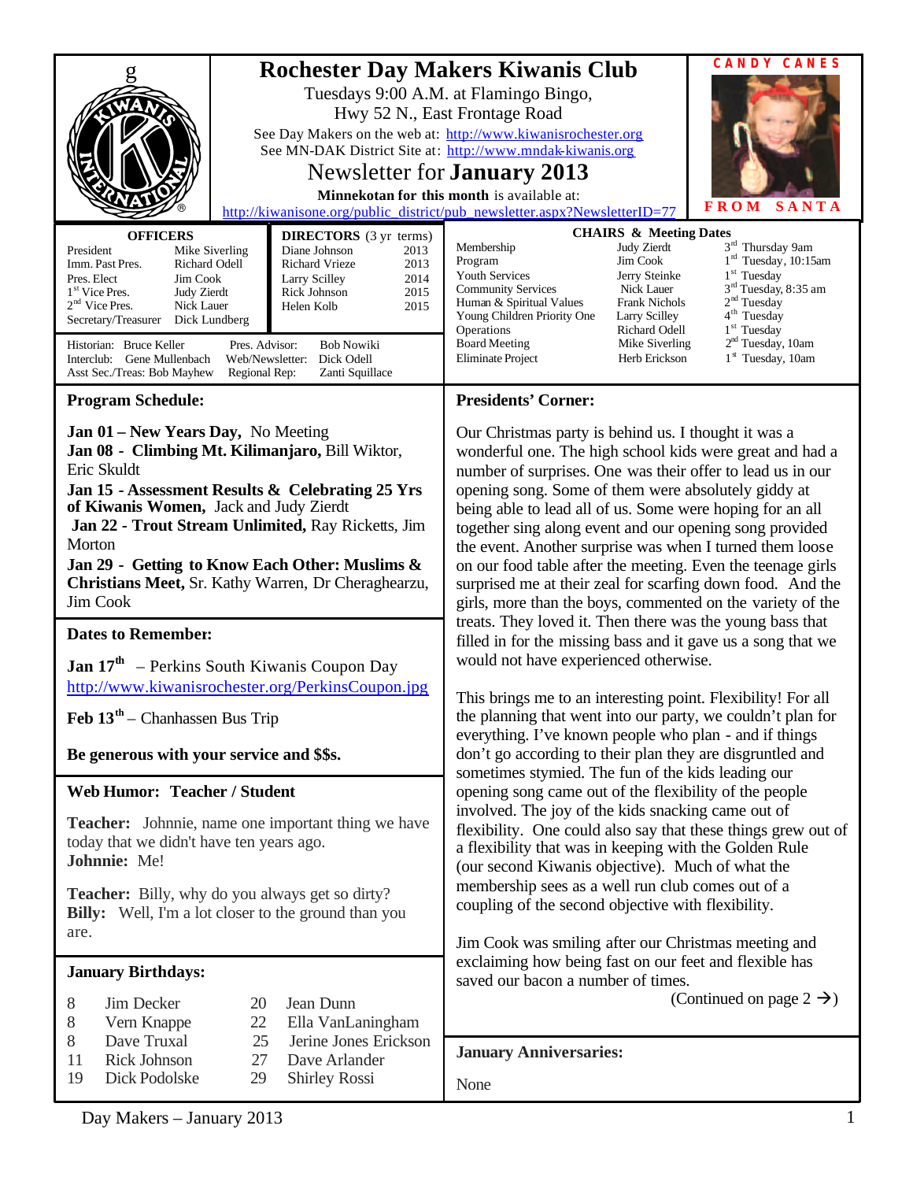# Rochester Day Makers Kiwanis Club

Tuesdays 9:00 A.M. at Flamingo Bingo,
Hwy 52 N., East Frontage Road

See Day Makers on the web at: http://www.kiwanisrochester.org
See MN-DAK District Site at: http://www.mndak-kiwanis.org

## Newsletter for **January 2013**

**Minnekotan for this month** is available at:
http://kiwanisone.org/public_district/pub_newsletter.aspx?NewsletterID=77

**CANDY CANES FROM SANTA**

### OFFICERS

| | |
|---|---|
| President | Mike Siverling |
| Imm. Past Pres. | Richard Odell |
| Pres. Elect | Jim Cook |
| 1st Vice Pres. | Judy Zierdt |
| 2nd Vice Pres. | Nick Lauer |
| Secretary/Treasurer | Dick Lundberg |

### DIRECTORS (3 yr terms)

| | |
|---|---|
| Diane Johnson | 2013 |
| Richard Vrieze | 2013 |
| Larry Scilley | 2014 |
| Rick Johnson | 2015 |
| Helen Kolb | 2015 |

Historian: Bruce Keller
Interclub: Gene Mullenbach
Asst Sec./Treas: Bob Mayhew
Pres. Advisor: Bob Nowiki
Web/Newsletter: Dick Odell
Regional Rep: Zanti Squillace

### CHAIRS & Meeting Dates

| | | |
|---|---|---|
| Membership | Judy Zierdt | 3rd Thursday 9am |
| Program | Jim Cook | 1rd Tuesday, 10:15am |
| Youth Services | Jerry Steinke | 1st Tuesday |
| Community Services | Nick Lauer | 3rd Tuesday, 8:35 am |
| Human & Spiritual Values | Frank Nichols | 2nd Tuesday |
| Young Children Priority One | Larry Scilley | 4th Tuesday |
| Operations | Richard Odell | 1st Tuesday |
| Board Meeting | Mike Siverling | 2nd Tuesday, 10am |
| Eliminate Project | Herb Erickson | 1st Tuesday, 10am |

## Program Schedule:

**Jan 01 – New Years Day,** No Meeting
**Jan 08 - Climbing Mt. Kilimanjaro,** Bill Wiktor, Eric Skuldt
**Jan 15 - Assessment Results & Celebrating 25 Yrs of Kiwanis Women,** Jack and Judy Zierdt
**Jan 22 - Trout Stream Unlimited,** Ray Ricketts, Jim Morton
**Jan 29 - Getting to Know Each Other: Muslims & Christians Meet,** Sr. Kathy Warren, Dr Cheraghearzu, Jim Cook

## Dates to Remember:

**Jan 17th** – Perkins South Kiwanis Coupon Day
http://www.kiwanisrochester.org/PerkinsCoupon.jpg

**Feb 13th** – Chanhassen Bus Trip

**Be generous with your service and $$s.**

## Web Humor: Teacher / Student

**Teacher:** Johnnie, name one important thing we have today that we didn't have ten years ago.
**Johnnie:** Me!

**Teacher:** Billy, why do you always get so dirty?
**Billy:** Well, I'm a lot closer to the ground than you are.

## January Birthdays:

| | | | |
|---|---|---|---|
| 8 | Jim Decker | 20 | Jean Dunn |
| 8 | Vern Knappe | 22 | Ella VanLaningham |
| 8 | Dave Truxal | 25 | Jerine Jones Erickson |
| 11 | Rick Johnson | 27 | Dave Arlander |
| 19 | Dick Podolske | 29 | Shirley Rossi |

## Presidents' Corner:

Our Christmas party is behind us. I thought it was a wonderful one. The high school kids were great and had a number of surprises. One was their offer to lead us in our opening song. Some of them were absolutely giddy at being able to lead all of us. Some were hoping for an all together sing along event and our opening song provided the event. Another surprise was when I turned them loose on our food table after the meeting. Even the teenage girls surprised me at their zeal for scarfing down food. And the girls, more than the boys, commented on the variety of the treats. They loved it. Then there was the young bass that filled in for the missing bass and it gave us a song that we would not have experienced otherwise.

This brings me to an interesting point. Flexibility! For all the planning that went into our party, we couldn't plan for everything. I've known people who plan - and if things don't go according to their plan they are disgruntled and sometimes stymied. The fun of the kids leading our opening song came out of the flexibility of the people involved. The joy of the kids snacking came out of flexibility. One could also say that these things grew out of a flexibility that was in keeping with the Golden Rule (our second Kiwanis objective). Much of what the membership sees as a well run club comes out of a coupling of the second objective with flexibility.

Jim Cook was smiling after our Christmas meeting and exclaiming how being fast on our feet and flexible has saved our bacon a number of times.

(Continued on page 2 →)

## January Anniversaries:

None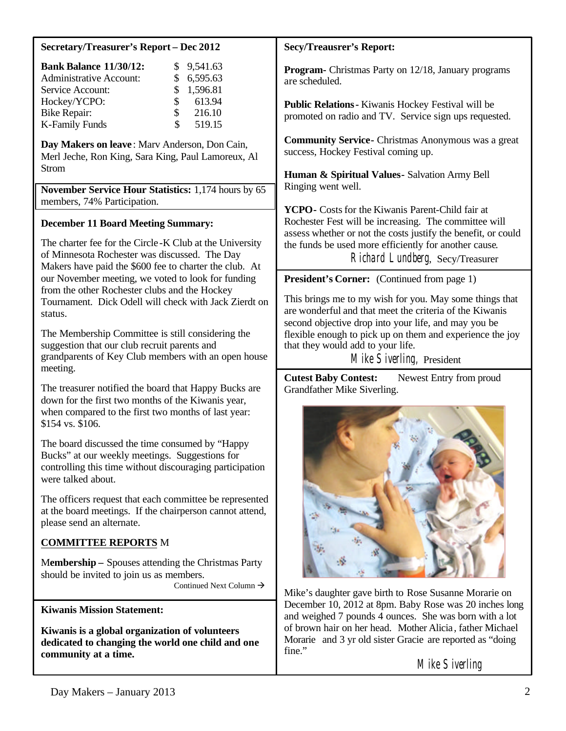**Secretary/Treasurer's Report – Dec 2012**

| | |
|---|---|
| **Bank Balance 11/30/12:** | $ 9,541.63 |
| Administrative Account: | $ 6,595.63 |
| Service Account: | $ 1,596.81 |
| Hockey/YCPO: | $ 613.94 |
| Bike Repair: | $ 216.10 |
| K-Family Funds | $ 519.15 |

**Day Makers on leave**: Marv Anderson, Don Cain, Merl Jeche, Ron King, Sara King, Paul Lamoreux, Al Strom

**November Service Hour Statistics:** 1,174 hours by 65 members, 74% Participation.

**December 11 Board Meeting Summary:**

The charter fee for the Circle-K Club at the University of Minnesota Rochester was discussed. The Day Makers have paid the $600 fee to charter the club. At our November meeting, we voted to look for funding from the other Rochester clubs and the Hockey Tournament. Dick Odell will check with Jack Zierdt on status.

The Membership Committee is still considering the suggestion that our club recruit parents and grandparents of Key Club members with an open house meeting.

The treasurer notified the board that Happy Bucks are down for the first two months of the Kiwanis year, when compared to the first two months of last year: $154 vs. $106.

The board discussed the time consumed by "Happy Bucks" at our weekly meetings. Suggestions for controlling this time without discouraging participation were talked about.

The officers request that each committee be represented at the board meetings. If the chairperson cannot attend, please send an alternate.

**COMMITTEE REPORTS** M

**Membership –** Spouses attending the Christmas Party should be invited to join us as members.

Continued Next Column →

**Secy/Treausrer's Report:**

**Program-** Christmas Party on 12/18, January programs are scheduled.

**Public Relations-** Kiwanis Hockey Festival will be promoted on radio and TV. Service sign ups requested.

**Community Service-** Christmas Anonymous was a great success, Hockey Festival coming up.

**Human & Spiritual Values-** Salvation Army Bell Ringing went well.

**YCPO-** Costs for the Kiwanis Parent-Child fair at Rochester Fest will be increasing. The committee will assess whether or not the costs justify the benefit, or could the funds be used more efficiently for another cause.

Richard Lundberg, Secy/Treasurer

**President's Corner:** (Continued from page 1)

This brings me to my wish for you. May some things that are wonderful and that meet the criteria of the Kiwanis second objective drop into your life, and may you be flexible enough to pick up on them and experience the joy that they would add to your life.

Mike Siverling, President

**Kiwanis Mission Statement:**

**Kiwanis is a global organization of volunteers dedicated to changing the world one child and one community at a time.**

**Cutest Baby Contest:** Newest Entry from proud Grandfather Mike Siverling.

Mike's daughter gave birth to Rose Susanne Morarie on December 10, 2012 at 8pm. Baby Rose was 20 inches long and weighed 7 pounds 4 ounces. She was born with a lot of brown hair on her head. Mother Alicia, father Michael Morarie and 3 yr old sister Gracie are reported as "doing fine."

Mike Siverling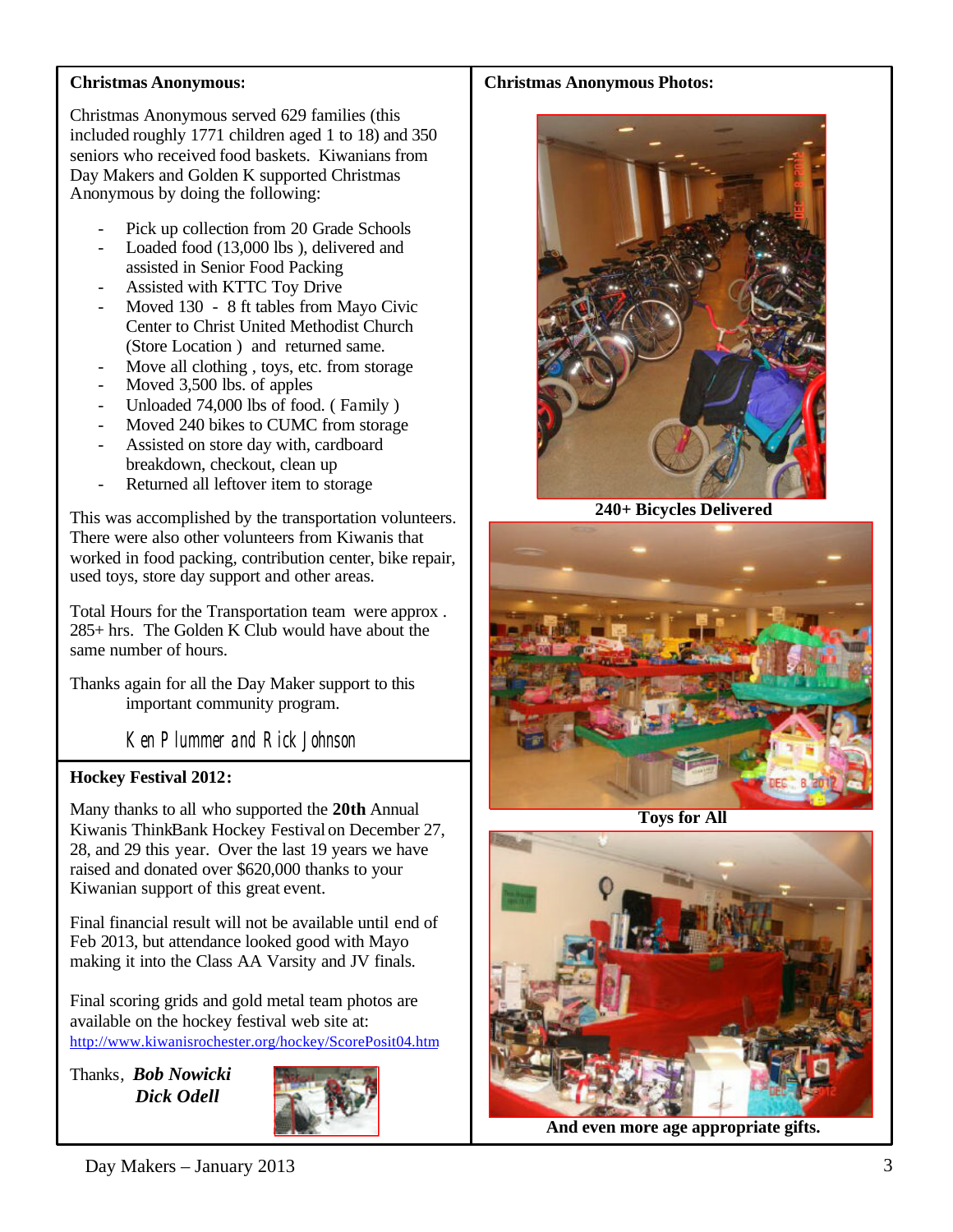## Christmas Anonymous:

Christmas Anonymous served 629 families (this included roughly 1771 children aged 1 to 18) and 350 seniors who received food baskets. Kiwanians from Day Makers and Golden K supported Christmas Anonymous by doing the following:

- Pick up collection from 20 Grade Schools
- Loaded food (13,000 lbs ), delivered and assisted in Senior Food Packing
- Assisted with KTTC Toy Drive
- Moved 130 - 8 ft tables from Mayo Civic Center to Christ United Methodist Church (Store Location ) and returned same.
- Move all clothing , toys, etc. from storage
- Moved 3,500 lbs. of apples
- Unloaded 74,000 lbs of food. ( Family )
- Moved 240 bikes to CUMC from storage
- Assisted on store day with, cardboard breakdown, checkout, clean up
- Returned all leftover item to storage

This was accomplished by the transportation volunteers. There were also other volunteers from Kiwanis that worked in food packing, contribution center, bike repair, used toys, store day support and other areas.

Total Hours for the Transportation team were approx . 285+ hrs. The Golden K Club would have about the same number of hours.

Thanks again for all the Day Maker support to this important community program.

Ken Plummer and Rick Johnson

## Hockey Festival 2012:

Many thanks to all who supported the **20th** Annual Kiwanis ThinkBank Hockey Festival on December 27, 28, and 29 this year. Over the last 19 years we have raised and donated over $620,000 thanks to your Kiwanian support of this great event.

Final financial result will not be available until end of Feb 2013, but attendance looked good with Mayo making it into the Class AA Varsity and JV finals.

Final scoring grids and gold metal team photos are available on the hockey festival web site at:
http://www.kiwanisrochester.org/hockey/ScorePosit04.htm

Thanks, ***Bob Nowicki***
***Dick Odell***

## Christmas Anonymous Photos:

**240+ Bicycles Delivered**

**Toys for All**

**And even more age appropriate gifts.**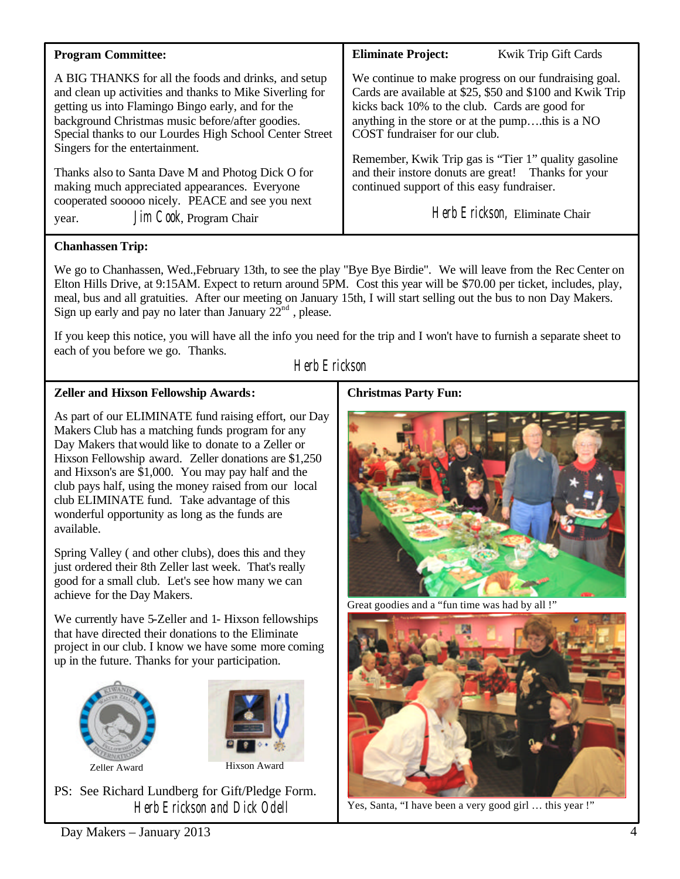## Program Committee:

A BIG THANKS for all the foods and drinks, and setup and clean up activities and thanks to Mike Siverling for getting us into Flamingo Bingo early, and for the background Christmas music before/after goodies. Special thanks to our Lourdes High School Center Street Singers for the entertainment.

Thanks also to Santa Dave M and Photog Dick O for making much appreciated appearances. Everyone cooperated sooooo nicely. PEACE and see you next year.

Jim Cook, Program Chair

## Eliminate Project: Kwik Trip Gift Cards

We continue to make progress on our fundraising goal. Cards are available at $25, $50 and $100 and Kwik Trip kicks back 10% to the club. Cards are good for anything in the store or at the pump….this is a NO COST fundraiser for our club.

Remember, Kwik Trip gas is "Tier 1" quality gasoline and their instore donuts are great! Thanks for your continued support of this easy fundraiser.

Herb Erickson, Eliminate Chair

## Chanhassen Trip:

We go to Chanhassen, Wed.,February 13th, to see the play "Bye Bye Birdie". We will leave from the Rec Center on Elton Hills Drive, at 9:15AM. Expect to return around 5PM. Cost this year will be $70.00 per ticket, includes, play, meal, bus and all gratuities. After our meeting on January 15th, I will start selling out the bus to non Day Makers. Sign up early and pay no later than January 22nd, please.

If you keep this notice, you will have all the info you need for the trip and I won't have to furnish a separate sheet to each of you before we go. Thanks.

Herb Erickson

## Zeller and Hixson Fellowship Awards:

As part of our ELIMINATE fund raising effort, our Day Makers Club has a matching funds program for any Day Makers that would like to donate to a Zeller or Hixson Fellowship award. Zeller donations are $1,250 and Hixson's are $1,000. You may pay half and the club pays half, using the money raised from our local club ELIMINATE fund. Take advantage of this wonderful opportunity as long as the funds are available.

Spring Valley ( and other clubs), does this and they just ordered their 8th Zeller last week. That's really good for a small club. Let's see how many we can achieve for the Day Makers.

We currently have 5-Zeller and 1- Hixson fellowships that have directed their donations to the Eliminate project in our club. I know we have some more coming up in the future. Thanks for your participation.

Zeller Award

Hixson Award

PS: See Richard Lundberg for Gift/Pledge Form.

Herb Erickson and Dick Odell

## Christmas Party Fun:

Great goodies and a "fun time was had by all !"

Yes, Santa, "I have been a very good girl … this year !"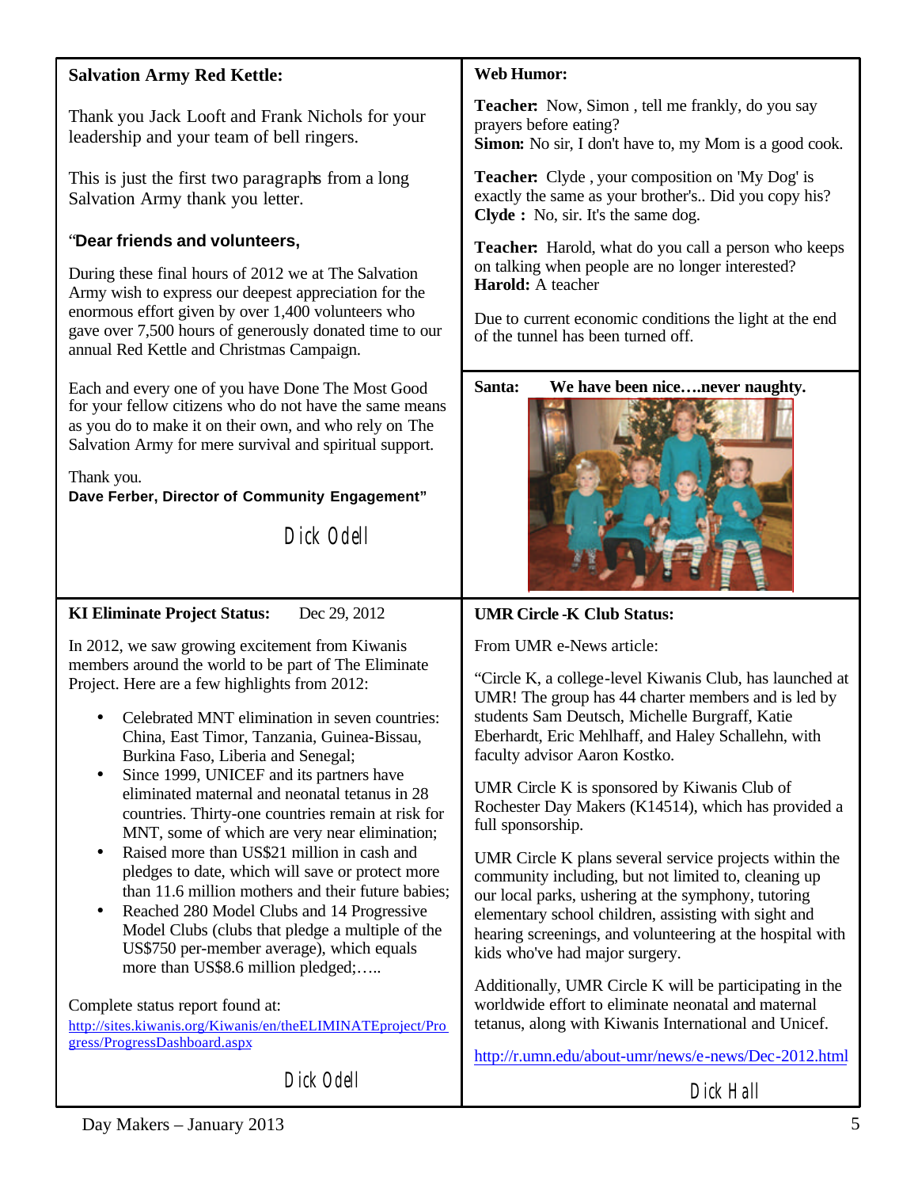## Salvation Army Red Kettle:

Thank you Jack Looft and Frank Nichols for your leadership and your team of bell ringers.

This is just the first two paragraphs from a long Salvation Army thank you letter.

"**Dear friends and volunteers,**

During these final hours of 2012 we at The Salvation Army wish to express our deepest appreciation for the enormous effort given by over 1,400 volunteers who gave over 7,500 hours of generously donated time to our annual Red Kettle and Christmas Campaign.

Each and every one of you have Done The Most Good for your fellow citizens who do not have the same means as you do to make it on their own, and who rely on The Salvation Army for mere survival and spiritual support.

Thank you.

**Dave Ferber, Director of Community Engagement"**

Dick Odell

## Web Humor:

**Teacher:** Now, Simon , tell me frankly, do you say prayers before eating?
**Simon:** No sir, I don't have to, my Mom is a good cook.

**Teacher:** Clyde , your composition on 'My Dog' is exactly the same as your brother's.. Did you copy his?
**Clyde :** No, sir. It's the same dog.

**Teacher:** Harold, what do you call a person who keeps on talking when people are no longer interested?
**Harold:** A teacher

Due to current economic conditions the light at the end of the tunnel has been turned off.

## Santa: We have been nice….never naughty.

## KI Eliminate Project Status: Dec 29, 2012

In 2012, we saw growing excitement from Kiwanis members around the world to be part of The Eliminate Project. Here are a few highlights from 2012:

- Celebrated MNT elimination in seven countries: China, East Timor, Tanzania, Guinea-Bissau, Burkina Faso, Liberia and Senegal;
- Since 1999, UNICEF and its partners have eliminated maternal and neonatal tetanus in 28 countries. Thirty-one countries remain at risk for MNT, some of which are very near elimination;
- Raised more than US$21 million in cash and pledges to date, which will save or protect more than 11.6 million mothers and their future babies;
- Reached 280 Model Clubs and 14 Progressive Model Clubs (clubs that pledge a multiple of the US$750 per-member average), which equals more than US$8.6 million pledged;…..

Complete status report found at:
http://sites.kiwanis.org/Kiwanis/en/theELIMINATEproject/Progress/ProgressDashboard.aspx

Dick Odell

## UMR Circle -K Club Status:

From UMR e-News article:

"Circle K, a college-level Kiwanis Club, has launched at UMR! The group has 44 charter members and is led by students Sam Deutsch, Michelle Burgraff, Katie Eberhardt, Eric Mehlhaff, and Haley Schallehn, with faculty advisor Aaron Kostko.

UMR Circle K is sponsored by Kiwanis Club of Rochester Day Makers (K14514), which has provided a full sponsorship.

UMR Circle K plans several service projects within the community including, but not limited to, cleaning up our local parks, ushering at the symphony, tutoring elementary school children, assisting with sight and hearing screenings, and volunteering at the hospital with kids who've had major surgery.

Additionally, UMR Circle K will be participating in the worldwide effort to eliminate neonatal and maternal tetanus, along with Kiwanis International and Unicef.

http://r.umn.edu/about-umr/news/e-news/Dec-2012.html

Dick Hall